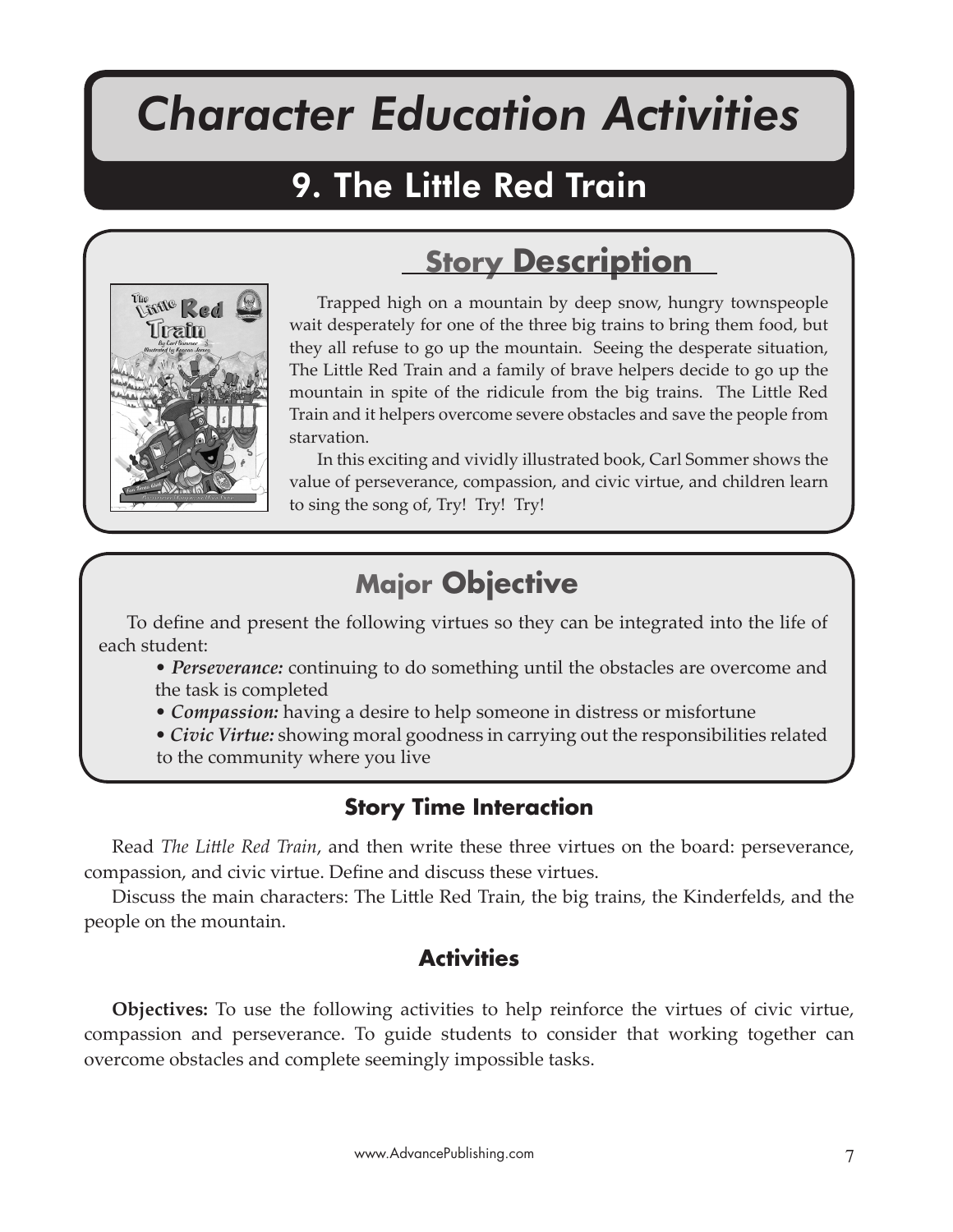# Character Education Activities

## 9. The Little Red Train

## Story Description

Trapped high on a mountain by deep snow, hungry townspeople wait desperately for one of the three big trains to bring them food, but they all refuse to go up the mountain. Seeing the desperate situation, The Little Red Train and a family of brave helpers decide to go up the mountain in spite of the ridicule from the big trains. The Little Red Train and it helpers overcome severe obstacles and save the people from starvation.

In this exciting and vividly illustrated book, Carl Sommer shows the value of perseverance, compassion, and civic virtue, and children learn to sing the song of, Try! Try! Try!

## Major Objective

To define and present the following virtues so they can be integrated into the life of each student:

- ***Perseverance:*** continuing to do something until the obstacles are overcome and the task is completed
- ***Compassion:*** having a desire to help someone in distress or misfortune
- ***Civic Virtue:*** showing moral goodness in carrying out the responsibilities related to the community where you live

### Story Time Interaction

Read *The Little Red Train*, and then write these three virtues on the board: perseverance, compassion, and civic virtue. Define and discuss these virtues.

Discuss the main characters: The Little Red Train, the big trains, the Kinderfelds, and the people on the mountain.

### Activities

**Objectives:** To use the following activities to help reinforce the virtues of civic virtue, compassion and perseverance. To guide students to consider that working together can overcome obstacles and complete seemingly impossible tasks.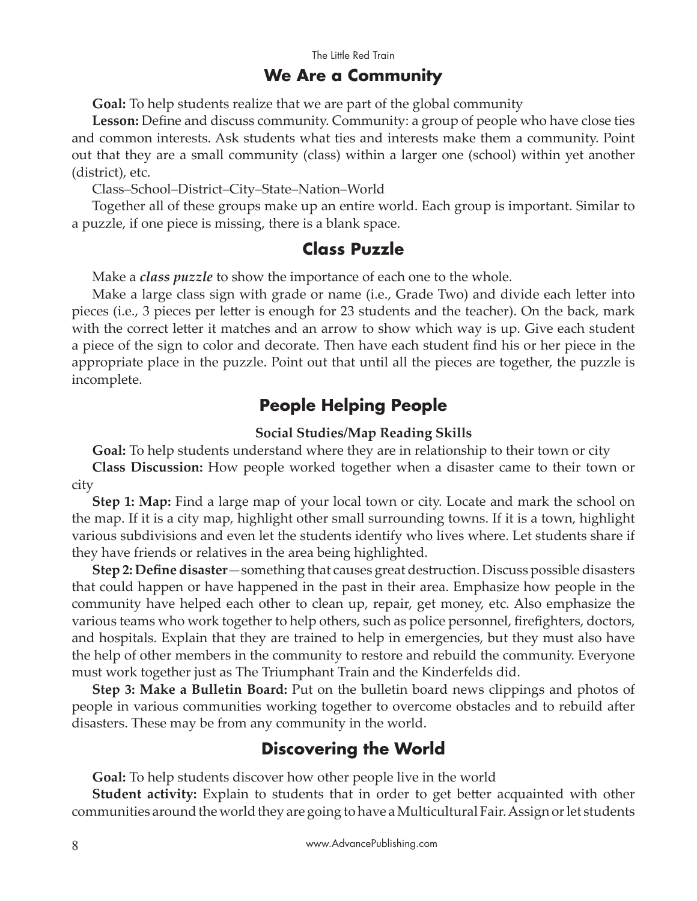## We Are a Community

**Goal:** To help students realize that we are part of the global community

**Lesson:** Define and discuss community. Community: a group of people who have close ties and common interests. Ask students what ties and interests make them a community. Point out that they are a small community (class) within a larger one (school) within yet another (district), etc.

Class–School–District–City–State–Nation–World

Together all of these groups make up an entire world. Each group is important. Similar to a puzzle, if one piece is missing, there is a blank space.

## Class Puzzle

Make a ***class puzzle*** to show the importance of each one to the whole.

Make a large class sign with grade or name (i.e., Grade Two) and divide each letter into pieces (i.e., 3 pieces per letter is enough for 23 students and the teacher). On the back, mark with the correct letter it matches and an arrow to show which way is up. Give each student a piece of the sign to color and decorate. Then have each student find his or her piece in the appropriate place in the puzzle. Point out that until all the pieces are together, the puzzle is incomplete.

## People Helping People

### Social Studies/Map Reading Skills

**Goal:** To help students understand where they are in relationship to their town or city

**Class Discussion:** How people worked together when a disaster came to their town or city

**Step 1: Map:** Find a large map of your local town or city. Locate and mark the school on the map. If it is a city map, highlight other small surrounding towns. If it is a town, highlight various subdivisions and even let the students identify who lives where. Let students share if they have friends or relatives in the area being highlighted.

**Step 2: Define disaster**—something that causes great destruction. Discuss possible disasters that could happen or have happened in the past in their area. Emphasize how people in the community have helped each other to clean up, repair, get money, etc. Also emphasize the various teams who work together to help others, such as police personnel, firefighters, doctors, and hospitals. Explain that they are trained to help in emergencies, but they must also have the help of other members in the community to restore and rebuild the community. Everyone must work together just as The Triumphant Train and the Kinderfelds did.

**Step 3: Make a Bulletin Board:** Put on the bulletin board news clippings and photos of people in various communities working together to overcome obstacles and to rebuild after disasters. These may be from any community in the world.

## Discovering the World

**Goal:** To help students discover how other people live in the world

**Student activity:** Explain to students that in order to get better acquainted with other communities around the world they are going to have a Multicultural Fair. Assign or let students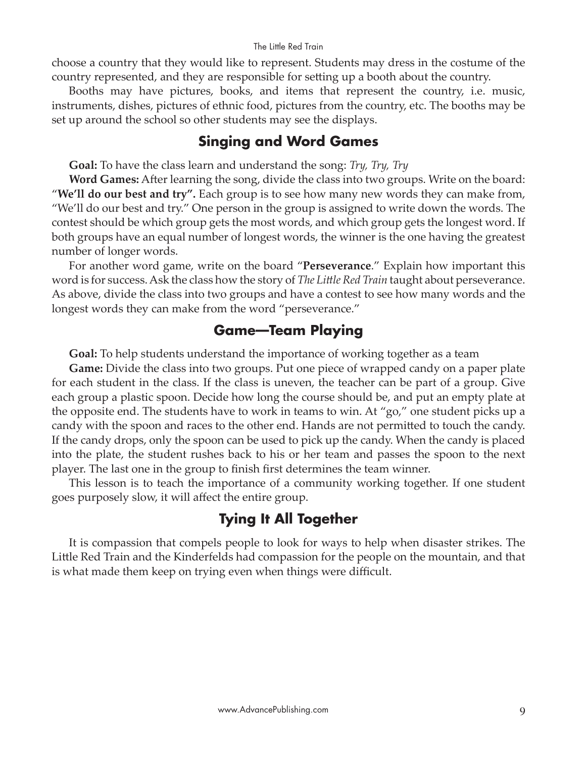choose a country that they would like to represent. Students may dress in the costume of the country represented, and they are responsible for setting up a booth about the country.

Booths may have pictures, books, and items that represent the country, i.e. music, instruments, dishes, pictures of ethnic food, pictures from the country, etc. The booths may be set up around the school so other students may see the displays.

## Singing and Word Games

**Goal:** To have the class learn and understand the song: *Try, Try, Try*

**Word Games:** After learning the song, divide the class into two groups. Write on the board: "**We'll do our best and try".** Each group is to see how many new words they can make from, "We'll do our best and try." One person in the group is assigned to write down the words. The contest should be which group gets the most words, and which group gets the longest word. If both groups have an equal number of longest words, the winner is the one having the greatest number of longer words.

For another word game, write on the board "**Perseverance**." Explain how important this word is for success. Ask the class how the story of *The Little Red Train* taught about perseverance. As above, divide the class into two groups and have a contest to see how many words and the longest words they can make from the word "perseverance."

## Game—Team Playing

**Goal:** To help students understand the importance of working together as a team

**Game:** Divide the class into two groups. Put one piece of wrapped candy on a paper plate for each student in the class. If the class is uneven, the teacher can be part of a group. Give each group a plastic spoon. Decide how long the course should be, and put an empty plate at the opposite end. The students have to work in teams to win. At "go," one student picks up a candy with the spoon and races to the other end. Hands are not permitted to touch the candy. If the candy drops, only the spoon can be used to pick up the candy. When the candy is placed into the plate, the student rushes back to his or her team and passes the spoon to the next player. The last one in the group to finish first determines the team winner.

This lesson is to teach the importance of a community working together. If one student goes purposely slow, it will affect the entire group.

## Tying It All Together

It is compassion that compels people to look for ways to help when disaster strikes. The Little Red Train and the Kinderfelds had compassion for the people on the mountain, and that is what made them keep on trying even when things were difficult.